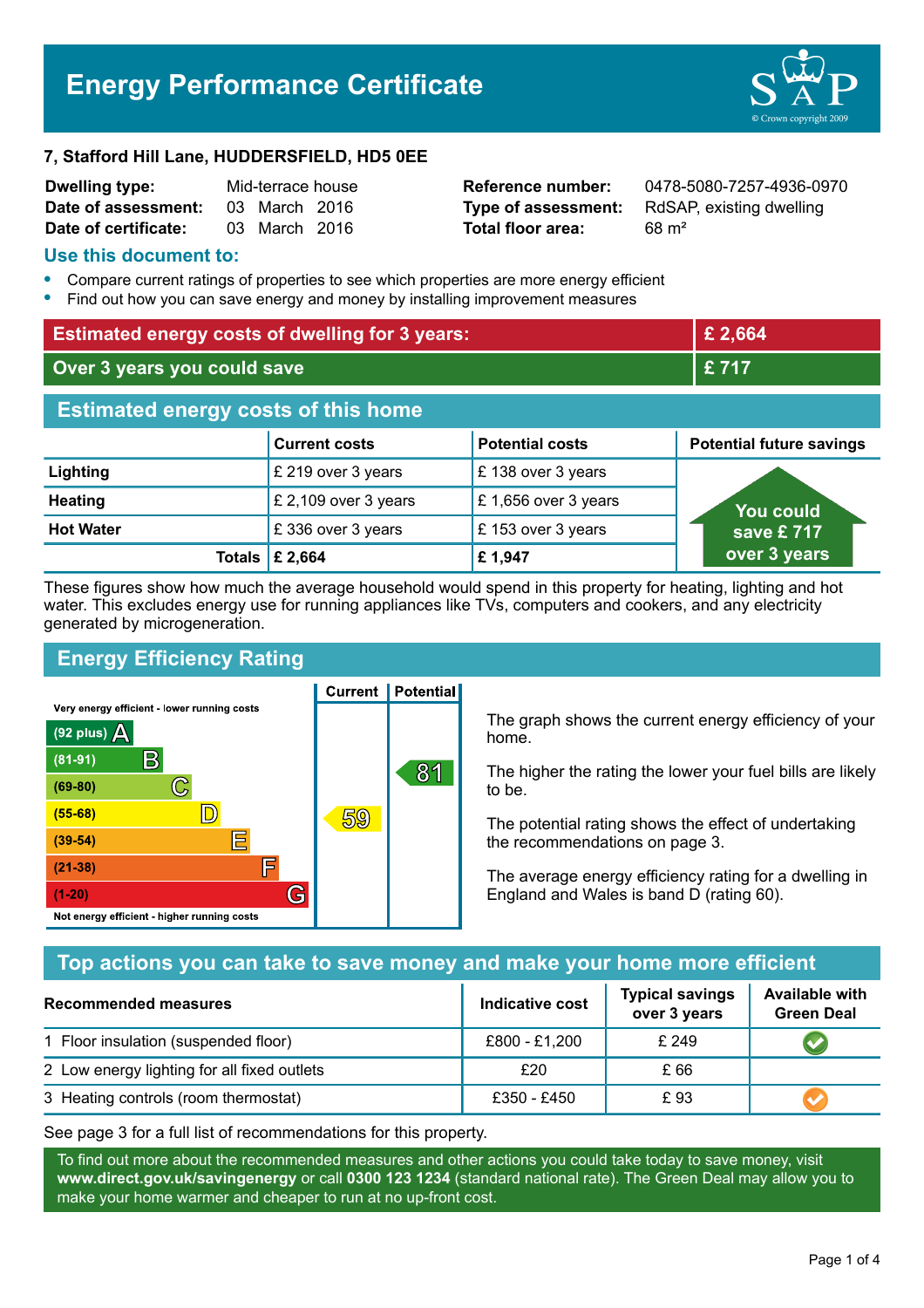# Energy Performance Certificate

**7, Stafford Hill Lane, HUDDERSFIELD, HD5 0EE**

| | | | |
|---|---|---|---|
| **Dwelling type:** | Mid-terrace house | **Reference number:** | 0478-5080-7257-4936-0970 |
| **Date of assessment:** | 03 March 2016 | **Type of assessment:** | RdSAP, existing dwelling |
| **Date of certificate:** | 03 March 2016 | **Total floor area:** | 68 m² |

## Use this document to:

- Compare current ratings of properties to see which properties are more energy efficient
- Find out how you can save energy and money by installing improvement measures

| | |
|---|---|
| **Estimated energy costs of dwelling for 3 years:** | **£ 2,664** |
| **Over 3 years you could save** | **£ 717** |

## Estimated energy costs of this home

| | Current costs | Potential costs | Potential future savings |
|---|---|---|---|
| **Lighting** | £ 219 over 3 years | £ 138 over 3 years | You could save £ 717 over 3 years |
| **Heating** | £ 2,109 over 3 years | £ 1,656 over 3 years | |
| **Hot Water** | £ 336 over 3 years | £ 153 over 3 years | |
| **Totals** | **£ 2,664** | **£ 1,947** | |

These figures show how much the average household would spend in this property for heating, lighting and hot water. This excludes energy use for running appliances like TVs, computers and cookers, and any electricity generated by microgeneration.

## Energy Efficiency Rating

| Rating band | Current | Potential |
|---|---|---|
| Very energy efficient - lower running costs | | |
| (92 plus) A | | |
| (81-91) B | | 81 |
| (69-80) C | | |
| (55-68) D | 59 | |
| (39-54) E | | |
| (21-38) F | | |
| (1-20) G | | |
| Not energy efficient - higher running costs | | |

The graph shows the current energy efficiency of your home.

The higher the rating the lower your fuel bills are likely to be.

The potential rating shows the effect of undertaking the recommendations on page 3.

The average energy efficiency rating for a dwelling in England and Wales is band D (rating 60).

## Top actions you can take to save money and make your home more efficient

| Recommended measures | Indicative cost | Typical savings over 3 years | Available with Green Deal |
|---|---|---|---|
| 1 Floor insulation (suspended floor) | £800 - £1,200 | £ 249 | ✔ |
| 2 Low energy lighting for all fixed outlets | £20 | £ 66 | |
| 3 Heating controls (room thermostat) | £350 - £450 | £ 93 | ✔ |

See page 3 for a full list of recommendations for this property.

To find out more about the recommended measures and other actions you could take today to save money, visit **www.direct.gov.uk/savingenergy** or call **0300 123 1234** (standard national rate). The Green Deal may allow you to make your home warmer and cheaper to run at no up-front cost.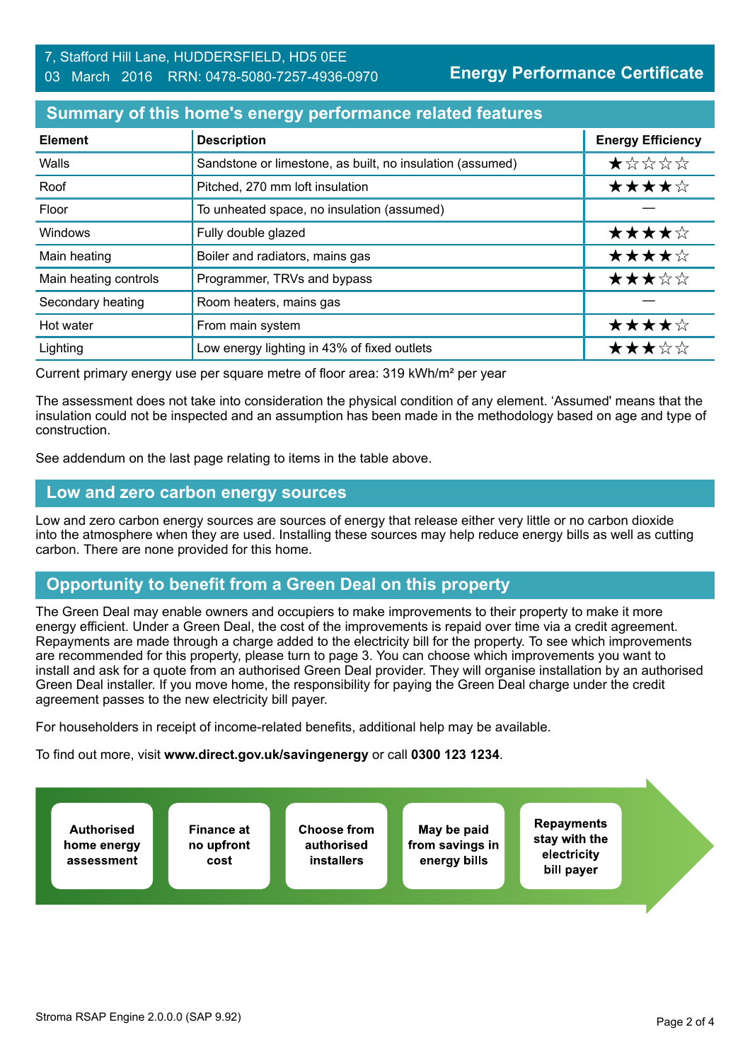7, Stafford Hill Lane, HUDDERSFIELD, HD5 0EE
03 March 2016 RRN: 0478-5080-7257-4936-0970

**Energy Performance Certificate**

## Summary of this home's energy performance related features

| Element | Description | Energy Efficiency |
|---|---|---|
| Walls | Sandstone or limestone, as built, no insulation (assumed) | ★☆☆☆☆ |
| Roof | Pitched, 270 mm loft insulation | ★★★★☆ |
| Floor | To unheated space, no insulation (assumed) | — |
| Windows | Fully double glazed | ★★★★☆ |
| Main heating | Boiler and radiators, mains gas | ★★★★☆ |
| Main heating controls | Programmer, TRVs and bypass | ★★★☆☆ |
| Secondary heating | Room heaters, mains gas | — |
| Hot water | From main system | ★★★★☆ |
| Lighting | Low energy lighting in 43% of fixed outlets | ★★★☆☆ |

Current primary energy use per square metre of floor area: 319 kWh/m² per year

The assessment does not take into consideration the physical condition of any element. 'Assumed' means that the insulation could not be inspected and an assumption has been made in the methodology based on age and type of construction.

See addendum on the last page relating to items in the table above.

## Low and zero carbon energy sources

Low and zero carbon energy sources are sources of energy that release either very little or no carbon dioxide into the atmosphere when they are used. Installing these sources may help reduce energy bills as well as cutting carbon. There are none provided for this home.

## Opportunity to benefit from a Green Deal on this property

The Green Deal may enable owners and occupiers to make improvements to their property to make it more energy efficient. Under a Green Deal, the cost of the improvements is repaid over time via a credit agreement. Repayments are made through a charge added to the electricity bill for the property. To see which improvements are recommended for this property, please turn to page 3. You can choose which improvements you want to install and ask for a quote from an authorised Green Deal provider. They will organise installation by an authorised Green Deal installer. If you move home, the responsibility for paying the Green Deal charge under the credit agreement passes to the new electricity bill payer.

For householders in receipt of income-related benefits, additional help may be available.

To find out more, visit **www.direct.gov.uk/savingenergy** or call **0300 123 1234**.

- **Authorised home energy assessment**
- **Finance at no upfront cost**
- **Choose from authorised installers**
- **May be paid from savings in energy bills**
- **Repayments stay with the electricity bill payer**

Stroma RSAP Engine 2.0.0.0 (SAP 9.92)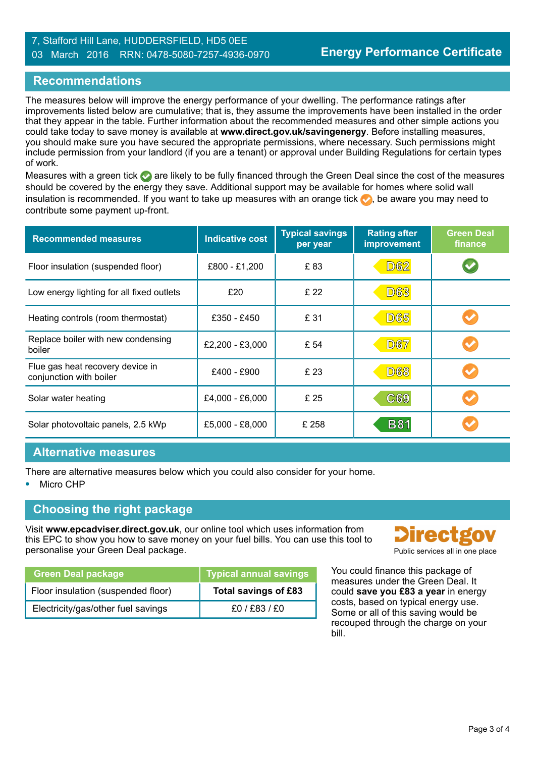7, Stafford Hill Lane, HUDDERSFIELD, HD5 0EE
03 March 2016 RRN: 0478-5080-7257-4936-0970

# Energy Performance Certificate

## Recommendations

The measures below will improve the energy performance of your dwelling. The performance ratings after improvements listed below are cumulative; that is, they assume the improvements have been installed in the order that they appear in the table. Further information about the recommended measures and other simple actions you could take today to save money is available at **www.direct.gov.uk/savingenergy**. Before installing measures, you should make sure you have secured the appropriate permissions, where necessary. Such permissions might include permission from your landlord (if you are a tenant) or approval under Building Regulations for certain types of work.

Measures with a green tick ✔ are likely to be fully financed through the Green Deal since the cost of the measures should be covered by the energy they save. Additional support may be available for homes where solid wall insulation is recommended. If you want to take up measures with an orange tick ✔, be aware you may need to contribute some payment up-front.

| Recommended measures | Indicative cost | Typical savings per year | Rating after improvement | Green Deal finance |
|---|---|---|---|---|
| Floor insulation (suspended floor) | £800 - £1,200 | £ 83 | D62 | ✔ (green) |
| Low energy lighting for all fixed outlets | £20 | £ 22 | D63 | |
| Heating controls (room thermostat) | £350 - £450 | £ 31 | D65 | ✔ (orange) |
| Replace boiler with new condensing boiler | £2,200 - £3,000 | £ 54 | D67 | ✔ (orange) |
| Flue gas heat recovery device in conjunction with boiler | £400 - £900 | £ 23 | D68 | ✔ (orange) |
| Solar water heating | £4,000 - £6,000 | £ 25 | C69 | ✔ (orange) |
| Solar photovoltaic panels, 2.5 kWp | £5,000 - £8,000 | £ 258 | B81 | ✔ (orange) |

## Alternative measures

There are alternative measures below which you could also consider for your home.

- Micro CHP

## Choosing the right package

Visit **www.epcadviser.direct.gov.uk**, our online tool which uses information from this EPC to show you how to save money on your fuel bills. You can use this tool to personalise your Green Deal package.

Directgov
Public services all in one place

| Green Deal package | Typical annual savings |
|---|---|
| Floor insulation (suspended floor) | **Total savings of £83** |
| Electricity/gas/other fuel savings | £0 / £83 / £0 |

You could finance this package of measures under the Green Deal. It could **save you £83 a year** in energy costs, based on typical energy use. Some or all of this saving would be recouped through the charge on your bill.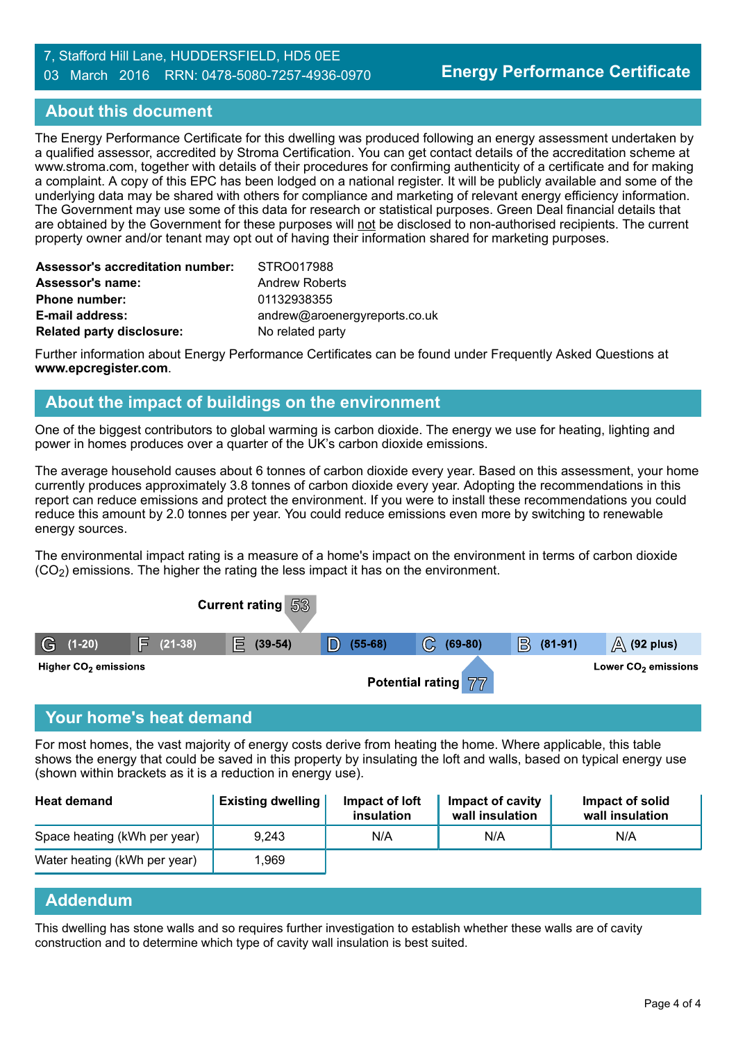7, Stafford Hill Lane, HUDDERSFIELD, HD5 0EE
03 March 2016 RRN: 0478-5080-7257-4936-0970

**Energy Performance Certificate**

## About this document

The Energy Performance Certificate for this dwelling was produced following an energy assessment undertaken by a qualified assessor, accredited by Stroma Certification. You can get contact details of the accreditation scheme at www.stroma.com, together with details of their procedures for confirming authenticity of a certificate and for making a complaint. A copy of this EPC has been lodged on a national register. It will be publicly available and some of the underlying data may be shared with others for compliance and marketing of relevant energy efficiency information. The Government may use some of this data for research or statistical purposes. Green Deal financial details that are obtained by the Government for these purposes will not be disclosed to non-authorised recipients. The current property owner and/or tenant may opt out of having their information shared for marketing purposes.

| | |
|---|---|
| **Assessor's accreditation number:** | STRO017988 |
| **Assessor's name:** | Andrew Roberts |
| **Phone number:** | 01132938355 |
| **E-mail address:** | andrew@aroenergyreports.co.uk |
| **Related party disclosure:** | No related party |

Further information about Energy Performance Certificates can be found under Frequently Asked Questions at **www.epcregister.com**.

## About the impact of buildings on the environment

One of the biggest contributors to global warming is carbon dioxide. The energy we use for heating, lighting and power in homes produces over a quarter of the UK's carbon dioxide emissions.

The average household causes about 6 tonnes of carbon dioxide every year. Based on this assessment, your home currently produces approximately 3.8 tonnes of carbon dioxide every year. Adopting the recommendations in this report can reduce emissions and protect the environment. If you were to install these recommendations you could reduce this amount by 2.0 tonnes per year. You could reduce emissions even more by switching to renewable energy sources.

The environmental impact rating is a measure of a home's impact on the environment in terms of carbon dioxide ($CO_2$) emissions. The higher the rating the less impact it has on the environment.

Current rating 53

G (1-20) F (21-38) E (39-54) D (55-68) C (69-80) B (81-91) A (92 plus)

Higher $CO_2$ emissions

Lower $CO_2$ emissions

Potential rating 77

## Your home's heat demand

For most homes, the vast majority of energy costs derive from heating the home. Where applicable, this table shows the energy that could be saved in this property by insulating the loft and walls, based on typical energy use (shown within brackets as it is a reduction in energy use).

| Heat demand | Existing dwelling | Impact of loft insulation | Impact of cavity wall insulation | Impact of solid wall insulation |
|---|---|---|---|---|
| Space heating (kWh per year) | 9,243 | N/A | N/A | N/A |
| Water heating (kWh per year) | 1,969 | | | |

## Addendum

This dwelling has stone walls and so requires further investigation to establish whether these walls are of cavity construction and to determine which type of cavity wall insulation is best suited.